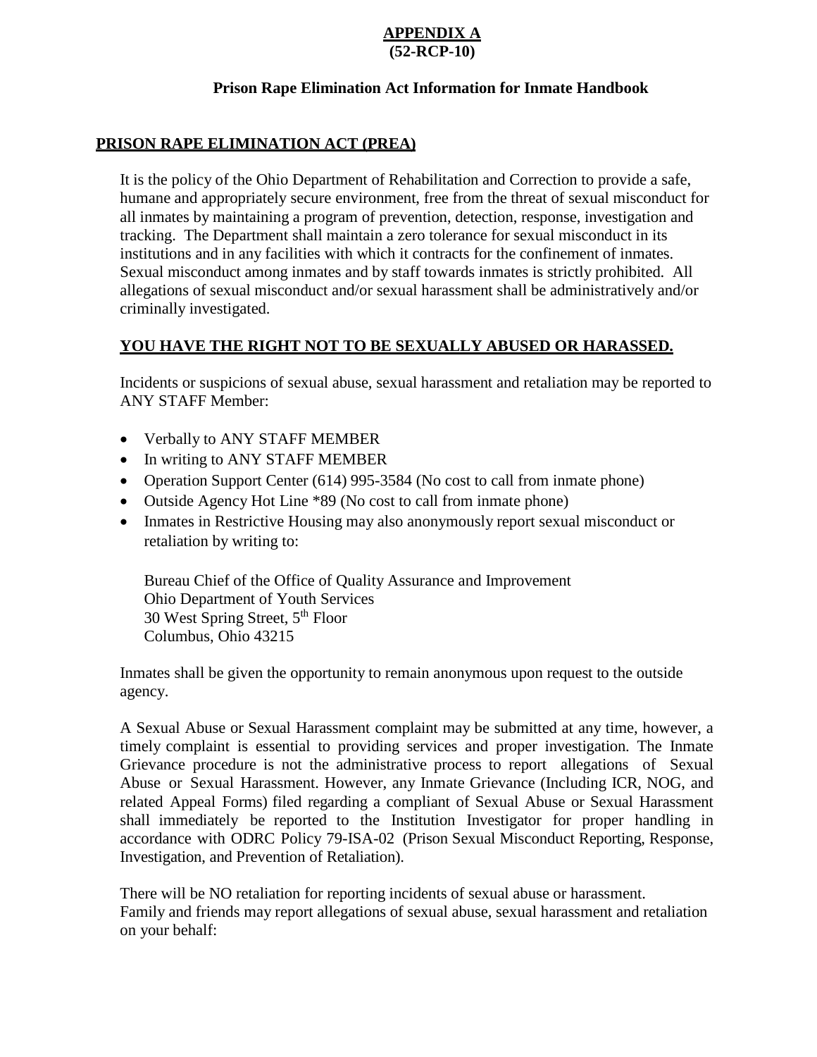**APPENDIX A**
**(52-RCP-10)**

**Prison Rape Elimination Act Information for Inmate Handbook**

## PRISON RAPE ELIMINATION ACT (PREA)

It is the policy of the Ohio Department of Rehabilitation and Correction to provide a safe, humane and appropriately secure environment, free from the threat of sexual misconduct for all inmates by maintaining a program of prevention, detection, response, investigation and tracking. The Department shall maintain a zero tolerance for sexual misconduct in its institutions and in any facilities with which it contracts for the confinement of inmates. Sexual misconduct among inmates and by staff towards inmates is strictly prohibited. All allegations of sexual misconduct and/or sexual harassment shall be administratively and/or criminally investigated.

### YOU HAVE THE RIGHT NOT TO BE SEXUALLY ABUSED OR HARASSED.

Incidents or suspicions of sexual abuse, sexual harassment and retaliation may be reported to ANY STAFF Member:

- Verbally to ANY STAFF MEMBER
- In writing to ANY STAFF MEMBER
- Operation Support Center (614) 995-3584 (No cost to call from inmate phone)
- Outside Agency Hot Line *89 (No cost to call from inmate phone)
- Inmates in Restrictive Housing may also anonymously report sexual misconduct or retaliation by writing to:

  Bureau Chief of the Office of Quality Assurance and Improvement
  Ohio Department of Youth Services
  30 West Spring Street, 5th Floor
  Columbus, Ohio 43215

Inmates shall be given the opportunity to remain anonymous upon request to the outside agency.

A Sexual Abuse or Sexual Harassment complaint may be submitted at any time, however, a timely complaint is essential to providing services and proper investigation. The Inmate Grievance procedure is not the administrative process to report allegations of Sexual Abuse or Sexual Harassment. However, any Inmate Grievance (Including ICR, NOG, and related Appeal Forms) filed regarding a compliant of Sexual Abuse or Sexual Harassment shall immediately be reported to the Institution Investigator for proper handling in accordance with ODRC Policy 79-ISA-02 (Prison Sexual Misconduct Reporting, Response, Investigation, and Prevention of Retaliation).

There will be NO retaliation for reporting incidents of sexual abuse or harassment.
Family and friends may report allegations of sexual abuse, sexual harassment and retaliation on your behalf: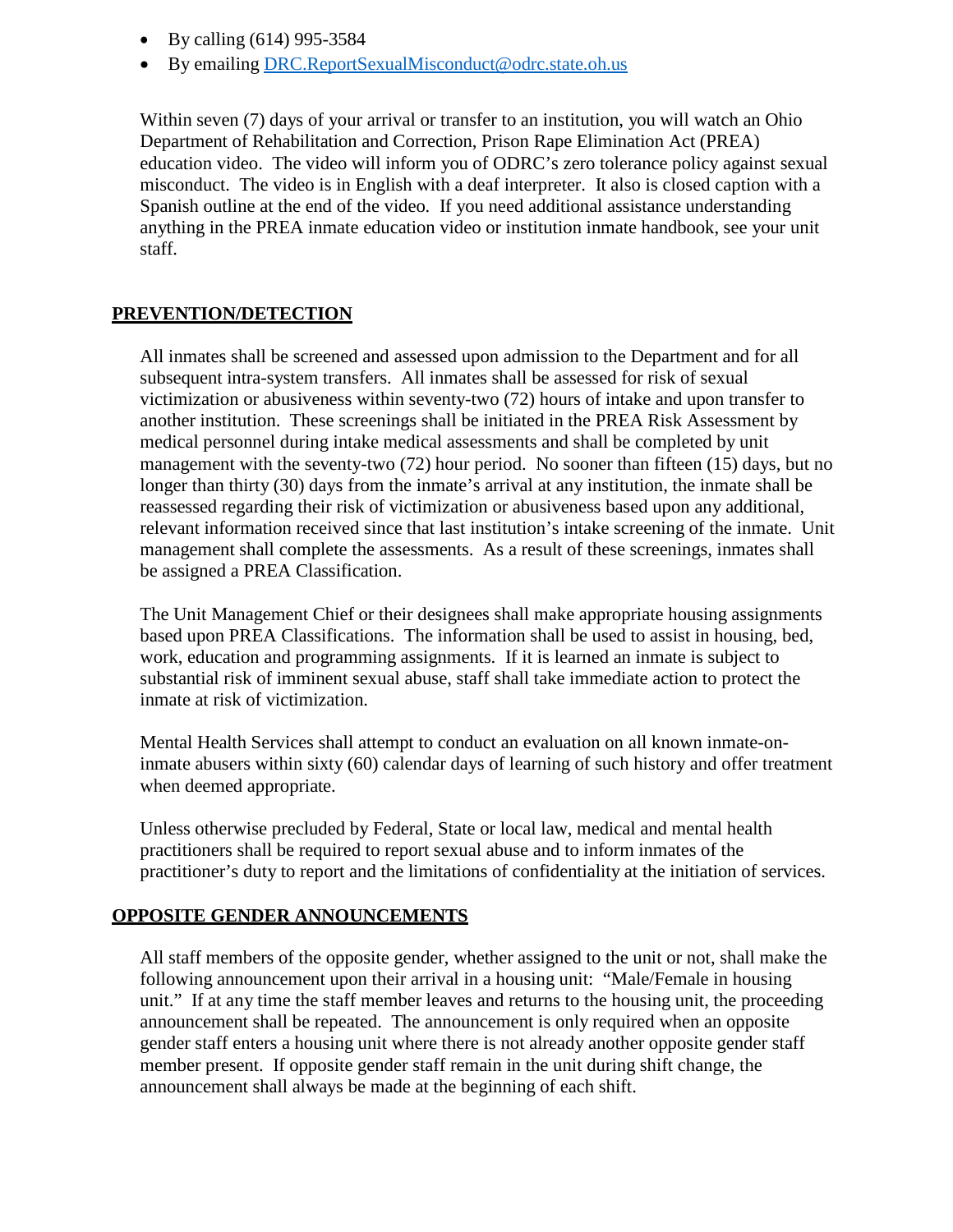- By calling (614) 995-3584
- By emailing DRC.ReportSexualMisconduct@odrc.state.oh.us

Within seven (7) days of your arrival or transfer to an institution, you will watch an Ohio Department of Rehabilitation and Correction, Prison Rape Elimination Act (PREA) education video. The video will inform you of ODRC's zero tolerance policy against sexual misconduct. The video is in English with a deaf interpreter. It also is closed caption with a Spanish outline at the end of the video. If you need additional assistance understanding anything in the PREA inmate education video or institution inmate handbook, see your unit staff.

## PREVENTION/DETECTION

All inmates shall be screened and assessed upon admission to the Department and for all subsequent intra-system transfers. All inmates shall be assessed for risk of sexual victimization or abusiveness within seventy-two (72) hours of intake and upon transfer to another institution. These screenings shall be initiated in the PREA Risk Assessment by medical personnel during intake medical assessments and shall be completed by unit management with the seventy-two (72) hour period. No sooner than fifteen (15) days, but no longer than thirty (30) days from the inmate's arrival at any institution, the inmate shall be reassessed regarding their risk of victimization or abusiveness based upon any additional, relevant information received since that last institution's intake screening of the inmate. Unit management shall complete the assessments. As a result of these screenings, inmates shall be assigned a PREA Classification.

The Unit Management Chief or their designees shall make appropriate housing assignments based upon PREA Classifications. The information shall be used to assist in housing, bed, work, education and programming assignments. If it is learned an inmate is subject to substantial risk of imminent sexual abuse, staff shall take immediate action to protect the inmate at risk of victimization.

Mental Health Services shall attempt to conduct an evaluation on all known inmate-on-inmate abusers within sixty (60) calendar days of learning of such history and offer treatment when deemed appropriate.

Unless otherwise precluded by Federal, State or local law, medical and mental health practitioners shall be required to report sexual abuse and to inform inmates of the practitioner's duty to report and the limitations of confidentiality at the initiation of services.

## OPPOSITE GENDER ANNOUNCEMENTS

All staff members of the opposite gender, whether assigned to the unit or not, shall make the following announcement upon their arrival in a housing unit: "Male/Female in housing unit." If at any time the staff member leaves and returns to the housing unit, the proceeding announcement shall be repeated. The announcement is only required when an opposite gender staff enters a housing unit where there is not already another opposite gender staff member present. If opposite gender staff remain in the unit during shift change, the announcement shall always be made at the beginning of each shift.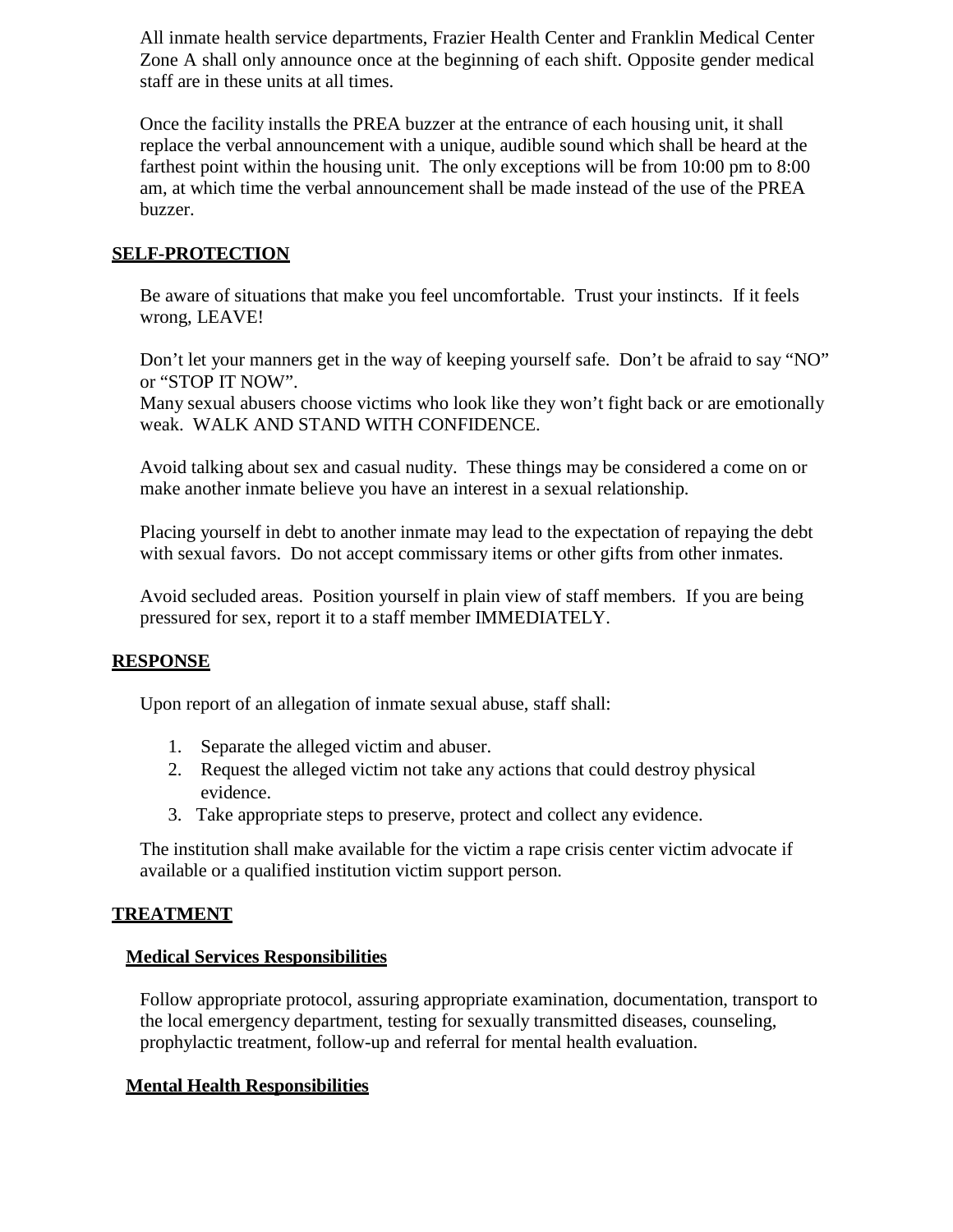All inmate health service departments, Frazier Health Center and Franklin Medical Center Zone A shall only announce once at the beginning of each shift. Opposite gender medical staff are in these units at all times.

Once the facility installs the PREA buzzer at the entrance of each housing unit, it shall replace the verbal announcement with a unique, audible sound which shall be heard at the farthest point within the housing unit. The only exceptions will be from 10:00 pm to 8:00 am, at which time the verbal announcement shall be made instead of the use of the PREA buzzer.

## SELF-PROTECTION

Be aware of situations that make you feel uncomfortable. Trust your instincts. If it feels wrong, LEAVE!

Don't let your manners get in the way of keeping yourself safe. Don't be afraid to say "NO" or "STOP IT NOW".
Many sexual abusers choose victims who look like they won't fight back or are emotionally weak. WALK AND STAND WITH CONFIDENCE.

Avoid talking about sex and casual nudity. These things may be considered a come on or make another inmate believe you have an interest in a sexual relationship.

Placing yourself in debt to another inmate may lead to the expectation of repaying the debt with sexual favors. Do not accept commissary items or other gifts from other inmates.

Avoid secluded areas. Position yourself in plain view of staff members. If you are being pressured for sex, report it to a staff member IMMEDIATELY.

## RESPONSE

Upon report of an allegation of inmate sexual abuse, staff shall:

1. Separate the alleged victim and abuser.
2. Request the alleged victim not take any actions that could destroy physical evidence.
3. Take appropriate steps to preserve, protect and collect any evidence.

The institution shall make available for the victim a rape crisis center victim advocate if available or a qualified institution victim support person.

## TREATMENT

### Medical Services Responsibilities

Follow appropriate protocol, assuring appropriate examination, documentation, transport to the local emergency department, testing for sexually transmitted diseases, counseling, prophylactic treatment, follow-up and referral for mental health evaluation.

### Mental Health Responsibilities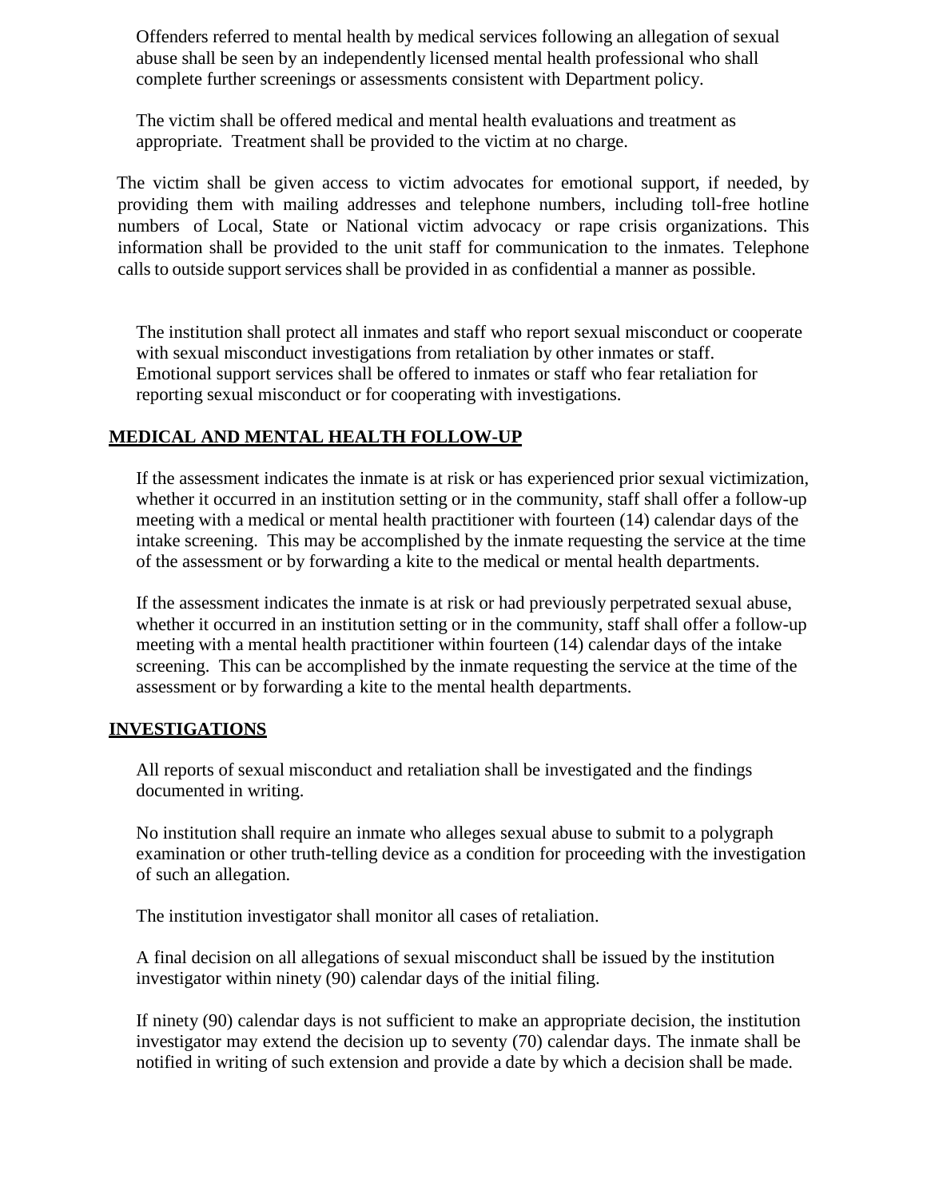Offenders referred to mental health by medical services following an allegation of sexual abuse shall be seen by an independently licensed mental health professional who shall complete further screenings or assessments consistent with Department policy.

The victim shall be offered medical and mental health evaluations and treatment as appropriate. Treatment shall be provided to the victim at no charge.

The victim shall be given access to victim advocates for emotional support, if needed, by providing them with mailing addresses and telephone numbers, including toll-free hotline numbers of Local, State or National victim advocacy or rape crisis organizations. This information shall be provided to the unit staff for communication to the inmates. Telephone calls to outside support services shall be provided in as confidential a manner as possible.

The institution shall protect all inmates and staff who report sexual misconduct or cooperate with sexual misconduct investigations from retaliation by other inmates or staff. Emotional support services shall be offered to inmates or staff who fear retaliation for reporting sexual misconduct or for cooperating with investigations.

## MEDICAL AND MENTAL HEALTH FOLLOW-UP

If the assessment indicates the inmate is at risk or has experienced prior sexual victimization, whether it occurred in an institution setting or in the community, staff shall offer a follow-up meeting with a medical or mental health practitioner with fourteen (14) calendar days of the intake screening. This may be accomplished by the inmate requesting the service at the time of the assessment or by forwarding a kite to the medical or mental health departments.

If the assessment indicates the inmate is at risk or had previously perpetrated sexual abuse, whether it occurred in an institution setting or in the community, staff shall offer a follow-up meeting with a mental health practitioner within fourteen (14) calendar days of the intake screening. This can be accomplished by the inmate requesting the service at the time of the assessment or by forwarding a kite to the mental health departments.

## INVESTIGATIONS

All reports of sexual misconduct and retaliation shall be investigated and the findings documented in writing.

No institution shall require an inmate who alleges sexual abuse to submit to a polygraph examination or other truth-telling device as a condition for proceeding with the investigation of such an allegation.

The institution investigator shall monitor all cases of retaliation.

A final decision on all allegations of sexual misconduct shall be issued by the institution investigator within ninety (90) calendar days of the initial filing.

If ninety (90) calendar days is not sufficient to make an appropriate decision, the institution investigator may extend the decision up to seventy (70) calendar days. The inmate shall be notified in writing of such extension and provide a date by which a decision shall be made.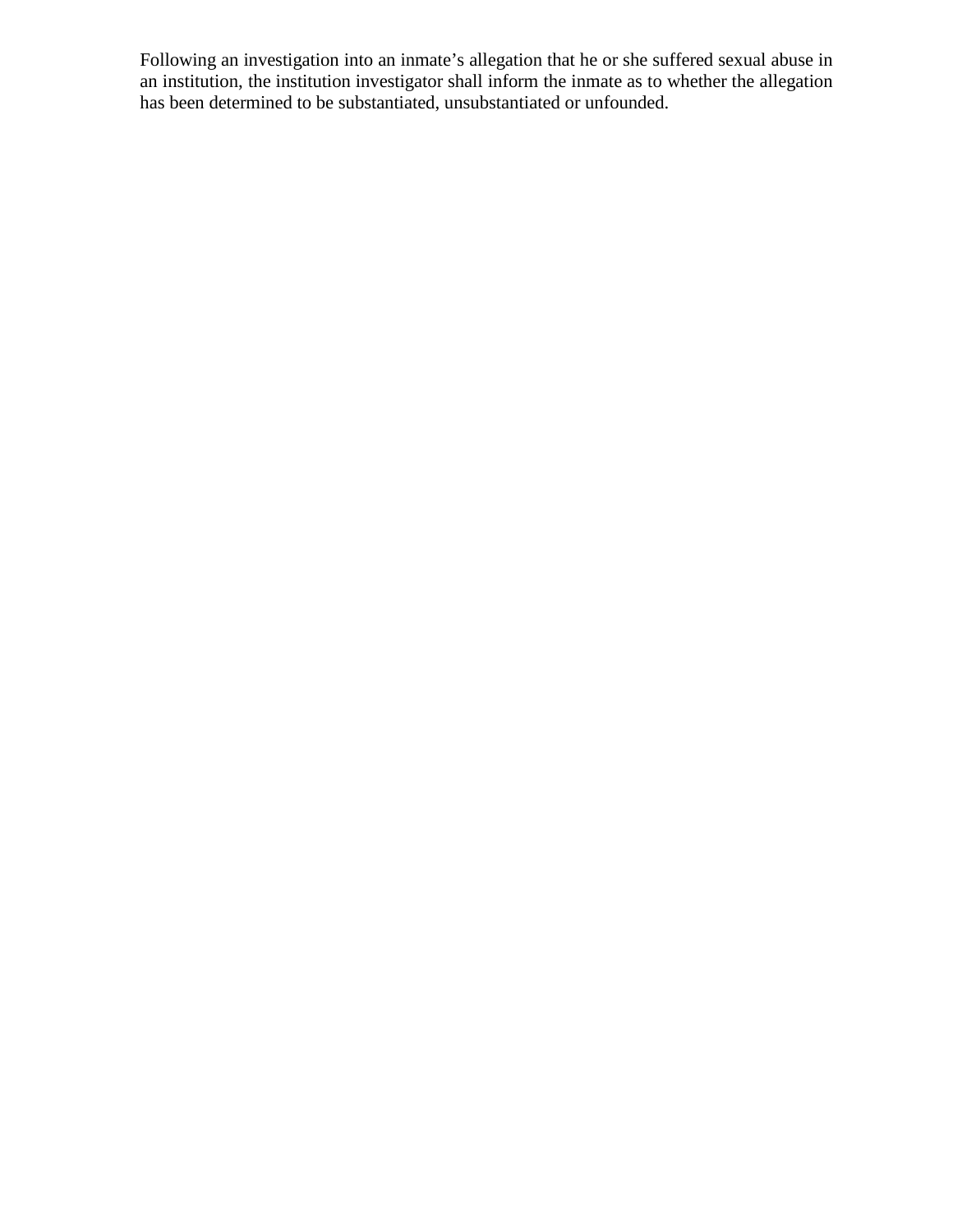Following an investigation into an inmate’s allegation that he or she suffered sexual abuse in an institution, the institution investigator shall inform the inmate as to whether the allegation has been determined to be substantiated, unsubstantiated or unfounded.